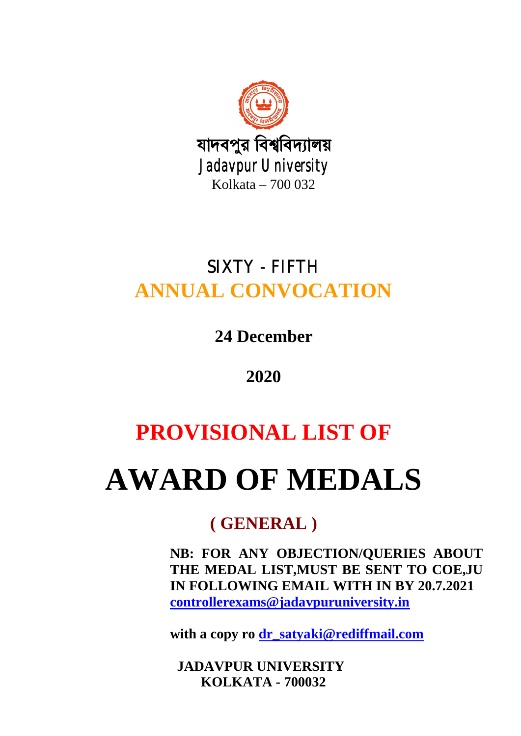যাদবপুর বিশ্ববিদ্যালয়

Jadavpur University

Kolkata – 700 032

# SIXTY - FIFTH
# ANNUAL CONVOCATION

**24 December**

**2020**

# PROVISIONAL LIST OF

# AWARD OF MEDALS

## ( GENERAL )

**NB: FOR ANY OBJECTION/QUERIES ABOUT THE MEDAL LIST,MUST BE SENT TO COE,JU IN FOLLOWING EMAIL WITH IN BY 20.7.2021**
**controllerexams@jadavpuruniversity.in**

**with a copy ro dr_satyaki@rediffmail.com**

**JADAVPUR UNIVERSITY**
**KOLKATA - 700032**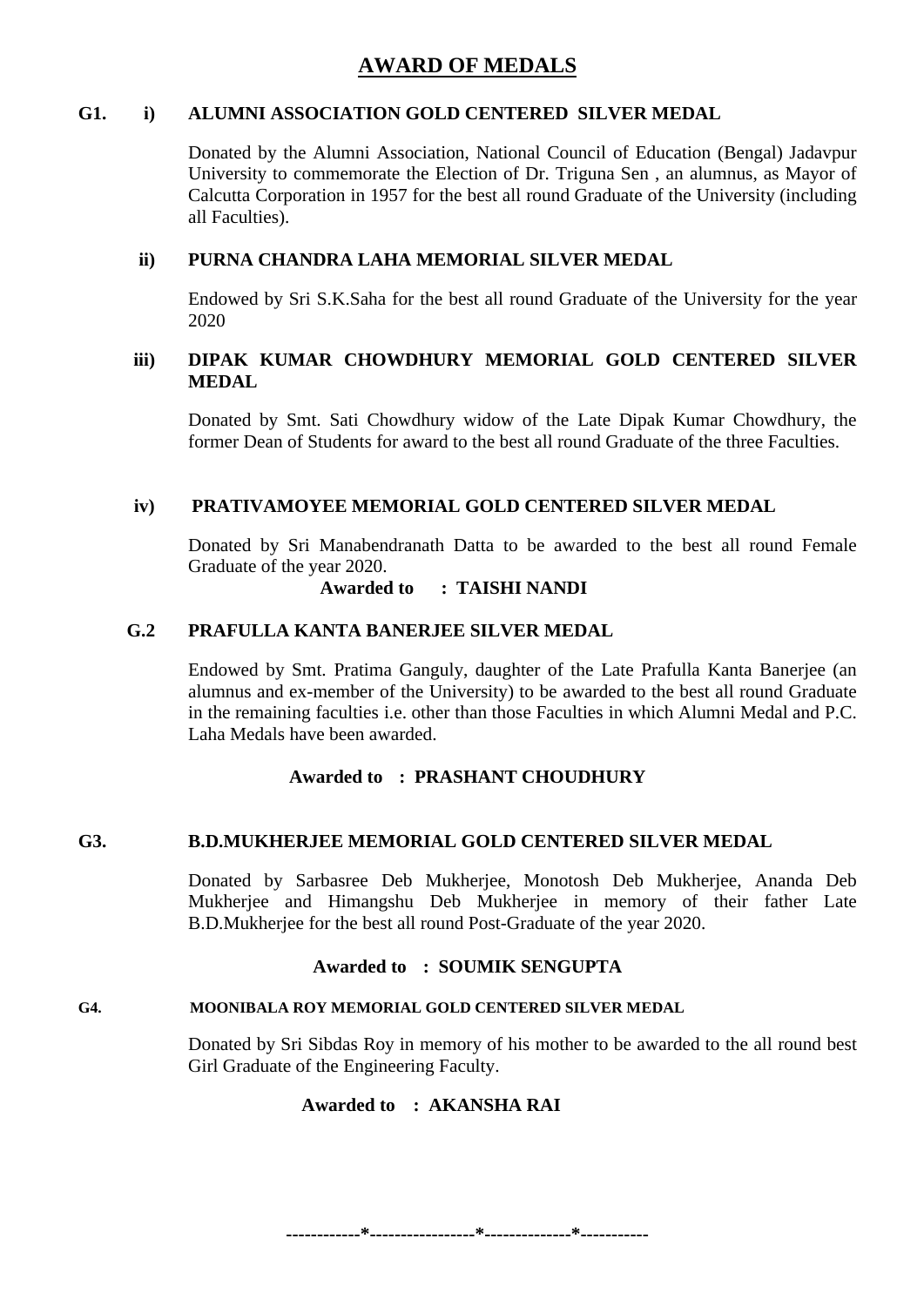# AWARD OF MEDALS

**G1. i) ALUMNI ASSOCIATION GOLD CENTERED SILVER MEDAL**

Donated by the Alumni Association, National Council of Education (Bengal) Jadavpur University to commemorate the Election of Dr. Triguna Sen , an alumnus, as Mayor of Calcutta Corporation in 1957 for the best all round Graduate of the University (including all Faculties).

**ii) PURNA CHANDRA LAHA MEMORIAL SILVER MEDAL**

Endowed by Sri S.K.Saha for the best all round Graduate of the University for the year 2020

**iii) DIPAK KUMAR CHOWDHURY MEMORIAL GOLD CENTERED SILVER MEDAL**

Donated by Smt. Sati Chowdhury widow of the Late Dipak Kumar Chowdhury, the former Dean of Students for award to the best all round Graduate of the three Faculties.

**iv) PRATIVAMOYEE MEMORIAL GOLD CENTERED SILVER MEDAL**

Donated by Sri Manabendranath Datta to be awarded to the best all round Female Graduate of the year 2020.

**Awarded to : TAISHI NANDI**

**G.2 PRAFULLA KANTA BANERJEE SILVER MEDAL**

Endowed by Smt. Pratima Ganguly, daughter of the Late Prafulla Kanta Banerjee (an alumnus and ex-member of the University) to be awarded to the best all round Graduate in the remaining faculties i.e. other than those Faculties in which Alumni Medal and P.C. Laha Medals have been awarded.

**Awarded to : PRASHANT CHOUDHURY**

**G3. B.D.MUKHERJEE MEMORIAL GOLD CENTERED SILVER MEDAL**

Donated by Sarbasree Deb Mukherjee, Monotosh Deb Mukherjee, Ananda Deb Mukherjee and Himangshu Deb Mukherjee in memory of their father Late B.D.Mukherjee for the best all round Post-Graduate of the year 2020.

**Awarded to : SOUMIK SENGUPTA**

**G4. MOONIBALA ROY MEMORIAL GOLD CENTERED SILVER MEDAL**

Donated by Sri Sibdas Roy in memory of his mother to be awarded to the all round best Girl Graduate of the Engineering Faculty.

**Awarded to : AKANSHA RAI**

------------*-----------------*--------------*-----------